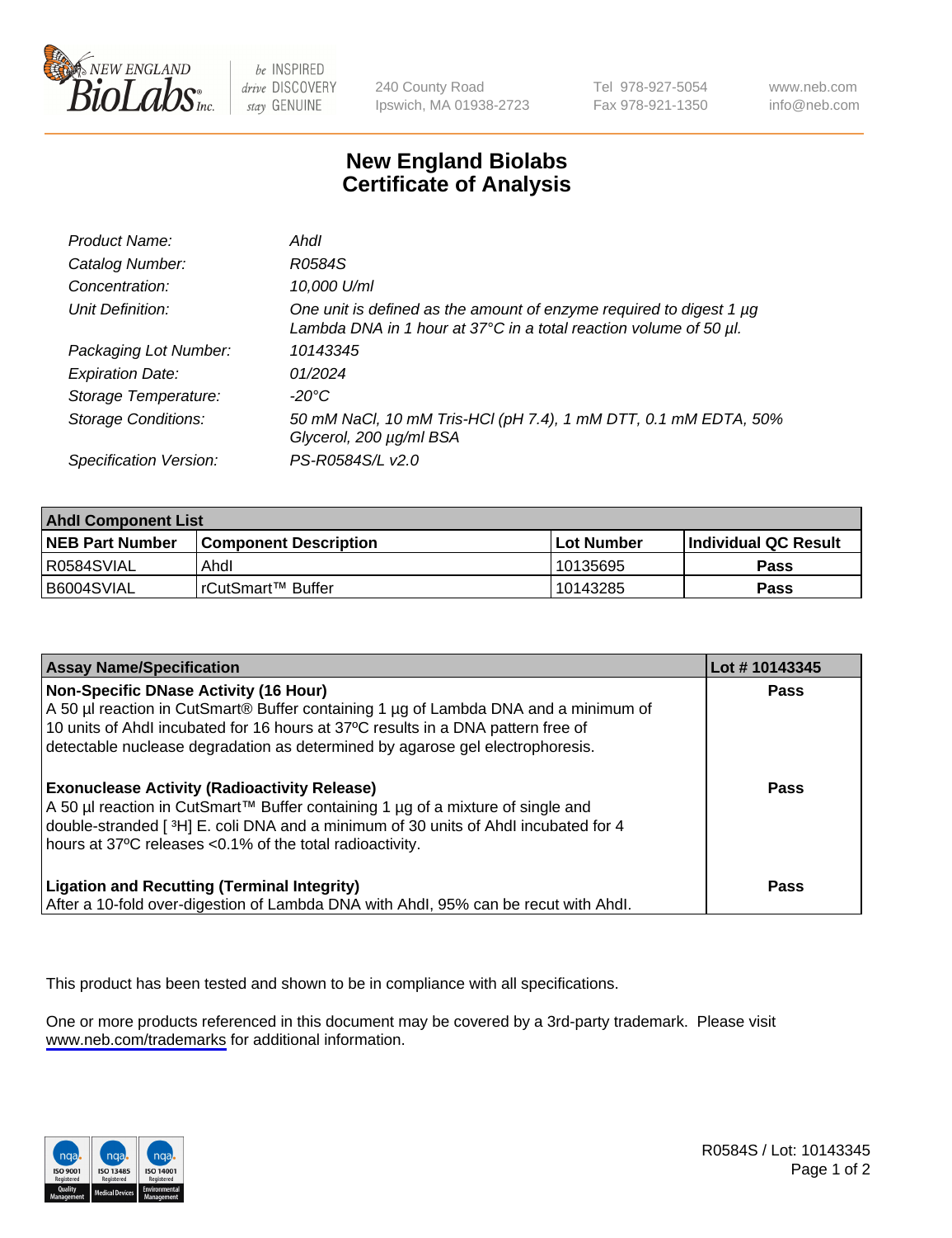New England BioLabs Inc. — be INSPIRED drive DISCOVERY stay GENUINE

240 County Road
Ipswich, MA 01938-2723

Tel 978-927-5054
Fax 978-921-1350

www.neb.com
info@neb.com

# New England Biolabs
# Certificate of Analysis

| | |
|---|---|
| *Product Name:* | *AhdI* |
| *Catalog Number:* | *R0584S* |
| *Concentration:* | *10,000 U/ml* |
| *Unit Definition:* | *One unit is defined as the amount of enzyme required to digest 1 µg Lambda DNA in 1 hour at 37°C in a total reaction volume of 50 µl.* |
| *Packaging Lot Number:* | *10143345* |
| *Expiration Date:* | *01/2024* |
| *Storage Temperature:* | *-20°C* |
| *Storage Conditions:* | *50 mM NaCl, 10 mM Tris-HCl (pH 7.4), 1 mM DTT, 0.1 mM EDTA, 50% Glycerol, 200 µg/ml BSA* |
| *Specification Version:* | *PS-R0584S/L v2.0* |

| AhdI Component List | | | |
|---|---|---|---|
| **NEB Part Number** | **Component Description** | **Lot Number** | **Individual QC Result** |
| R0584SVIAL | AhdI | 10135695 | **Pass** |
| B6004SVIAL | rCutSmart™ Buffer | 10143285 | **Pass** |

| Assay Name/Specification | Lot # 10143345 |
|---|---|
| **Non-Specific DNase Activity (16 Hour)**<br>A 50 µl reaction in CutSmart® Buffer containing 1 µg of Lambda DNA and a minimum of 10 units of AhdI incubated for 16 hours at 37ºC results in a DNA pattern free of detectable nuclease degradation as determined by agarose gel electrophoresis. | **Pass** |
| **Exonuclease Activity (Radioactivity Release)**<br>A 50 µl reaction in CutSmart™ Buffer containing 1 µg of a mixture of single and double-stranded [ $^3$H] E. coli DNA and a minimum of 30 units of AhdI incubated for 4 hours at 37ºC releases <0.1% of the total radioactivity. | **Pass** |
| **Ligation and Recutting (Terminal Integrity)**<br>After a 10-fold over-digestion of Lambda DNA with AhdI, 95% can be recut with AhdI. | **Pass** |

This product has been tested and shown to be in compliance with all specifications.

One or more products referenced in this document may be covered by a 3rd-party trademark. Please visit www.neb.com/trademarks for additional information.

R0584S / Lot: 10143345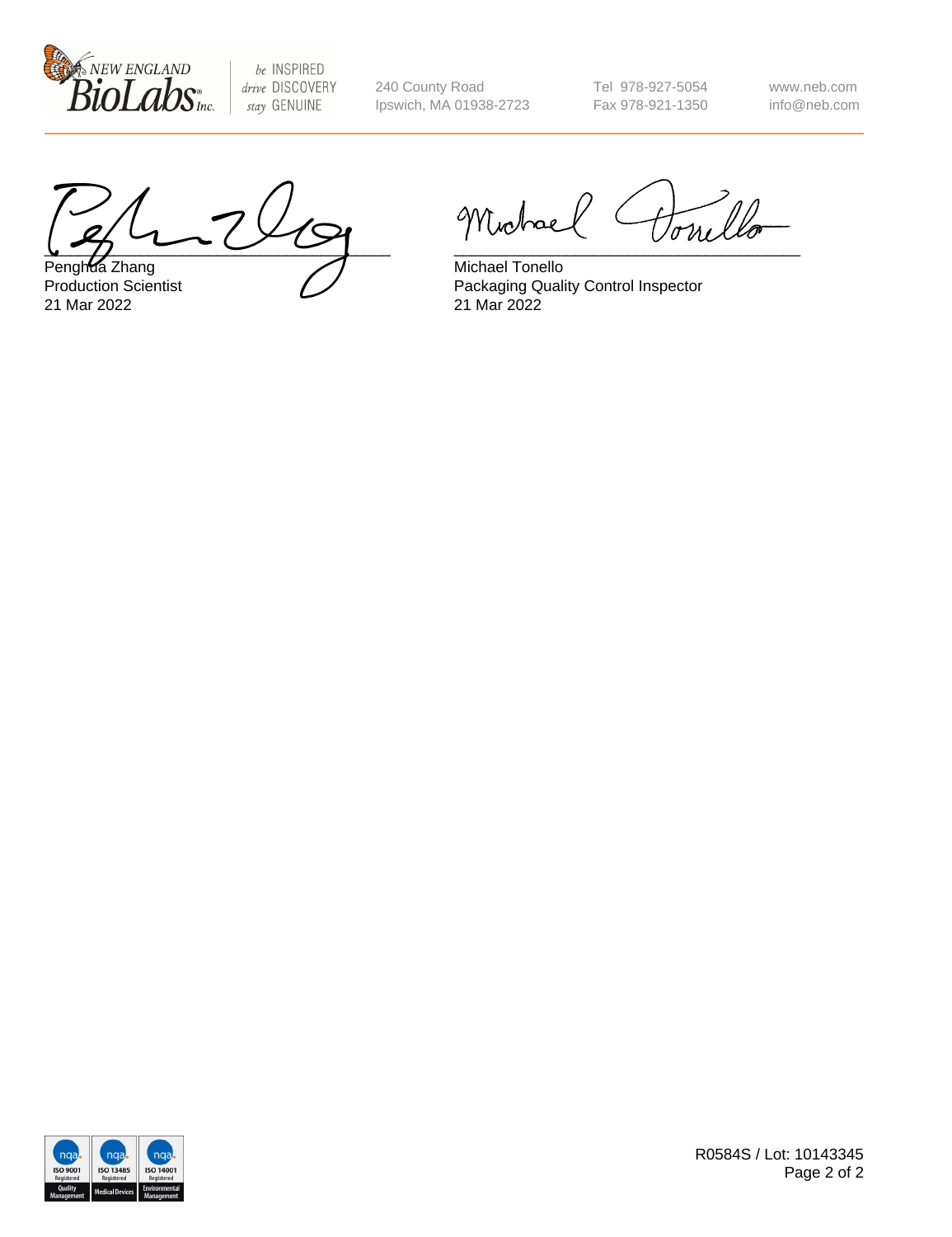be INSPIRED
drive DISCOVERY
stay GENUINE

240 County Road
Ipswich, MA 01938-2723

Tel 978-927-5054
Fax 978-921-1350

www.neb.com
info@neb.com

Penghua Zhang
Production Scientist
21 Mar 2022

Michael Tonello
Packaging Quality Control Inspector
21 Mar 2022

R0584S / Lot: 10143345